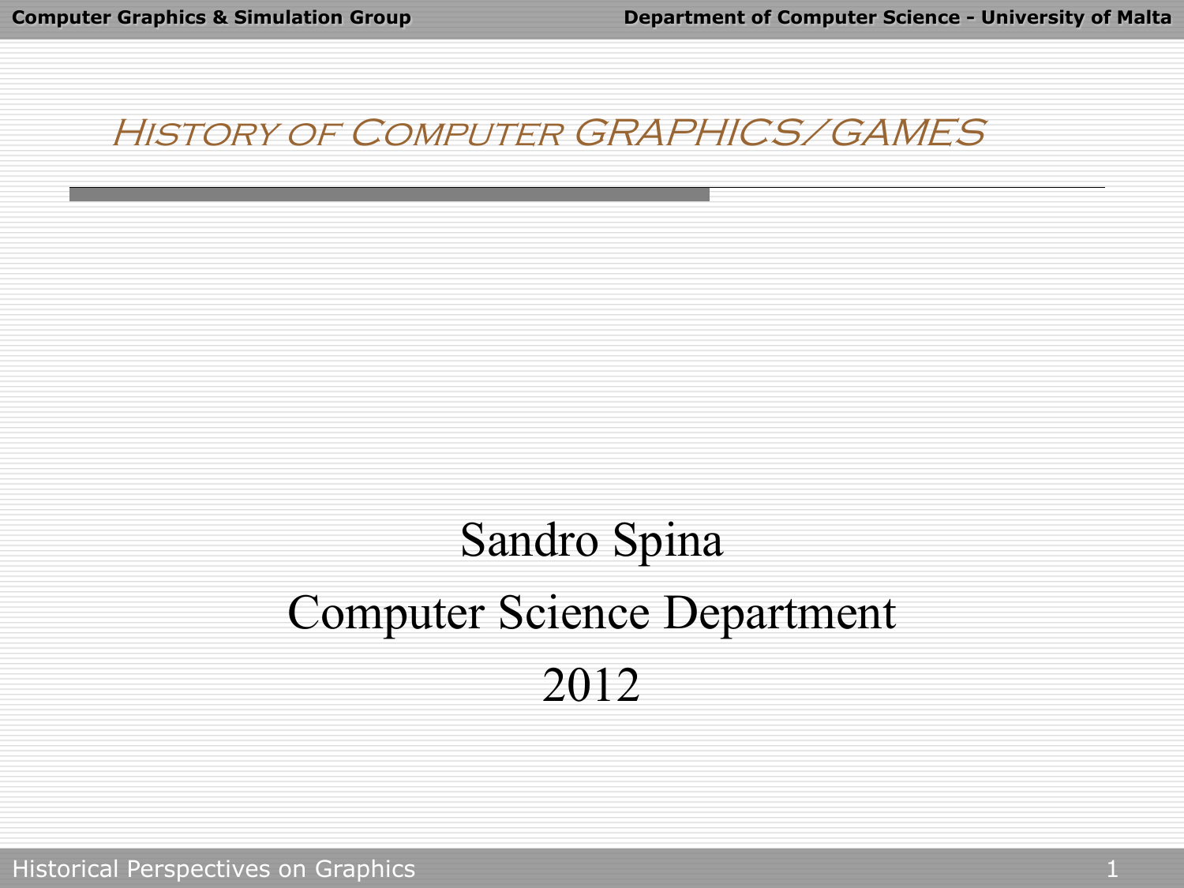# History of Computer GRAPHICS/GAMES

Sandro Spina

Computer Science Department

2012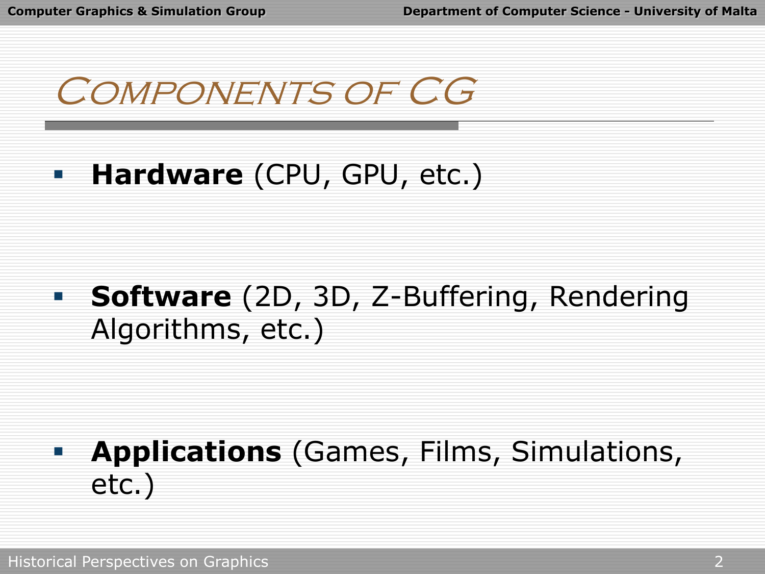# Components of CG

- **Hardware** (CPU, GPU, etc.)
- **Software** (2D, 3D, Z-Buffering, Rendering Algorithms, etc.)
- **Applications** (Games, Films, Simulations, etc.)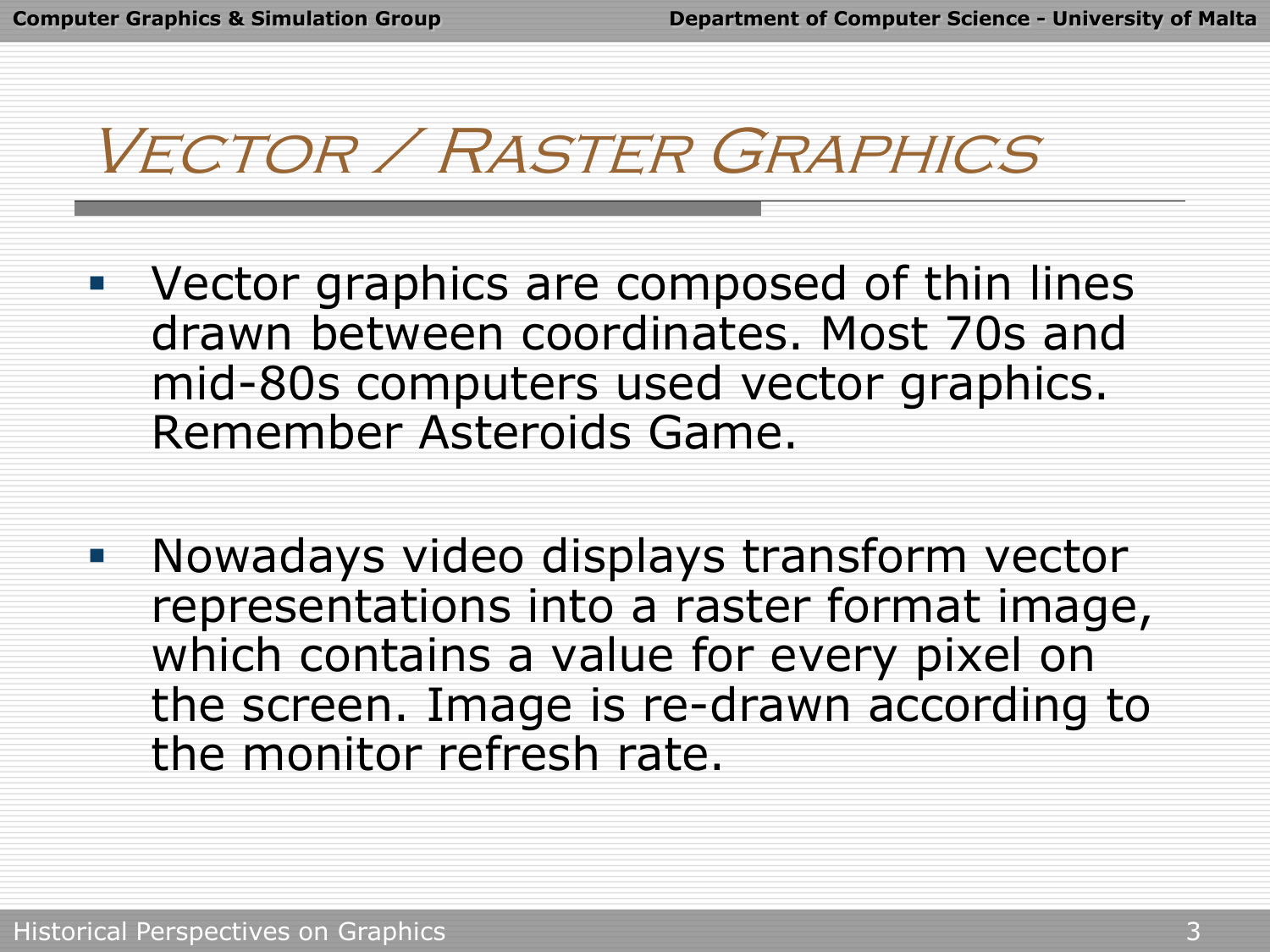# Vector / Raster Graphics

- Vector graphics are composed of thin lines drawn between coordinates. Most 70s and mid-80s computers used vector graphics. Remember Asteroids Game.

- Nowadays video displays transform vector representations into a raster format image, which contains a value for every pixel on the screen. Image is re-drawn according to the monitor refresh rate.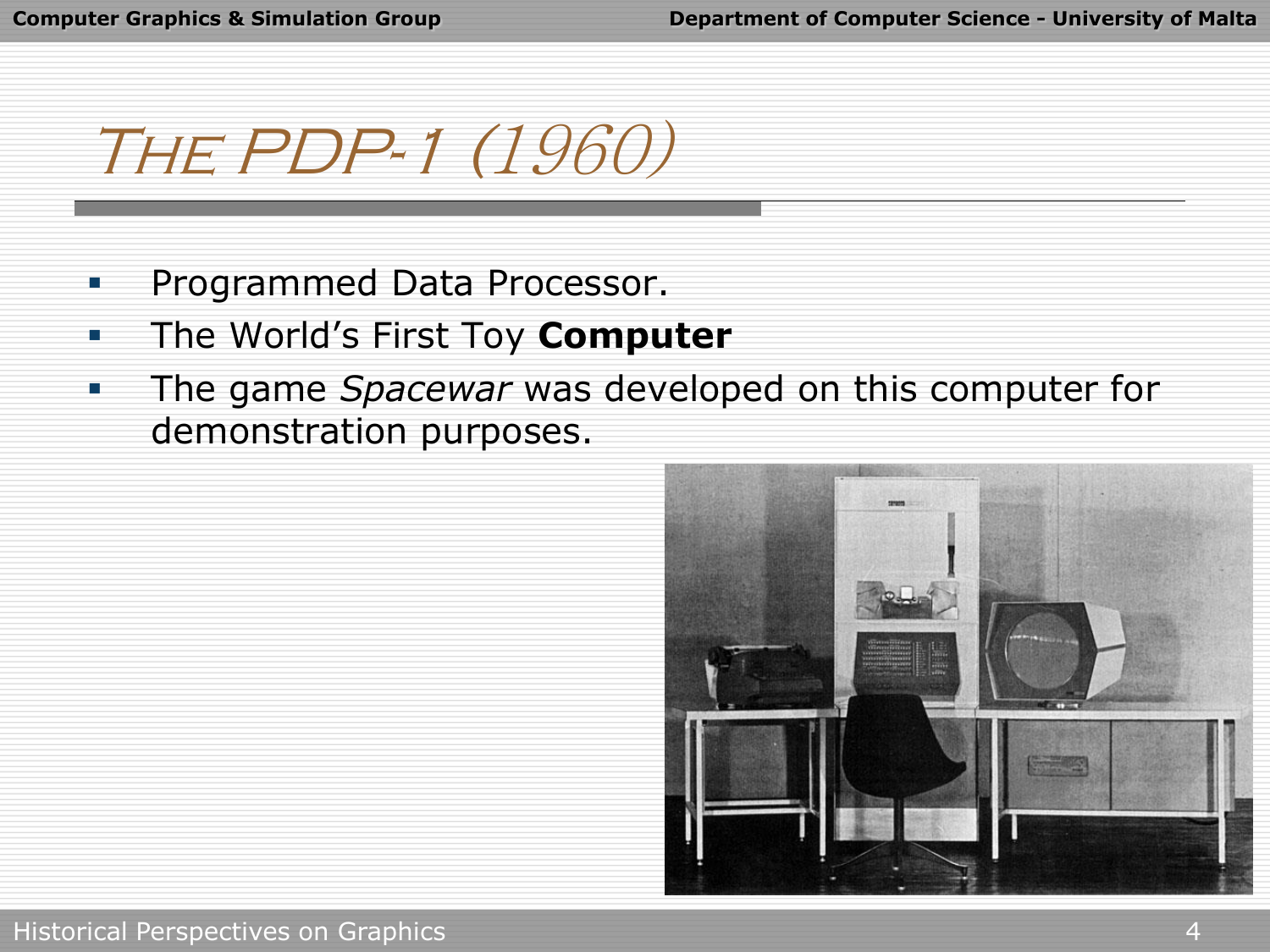# The PDP-1 (1960)

- Programmed Data Processor.
- The World's First Toy **Computer**
- The game *Spacewar* was developed on this computer for demonstration purposes.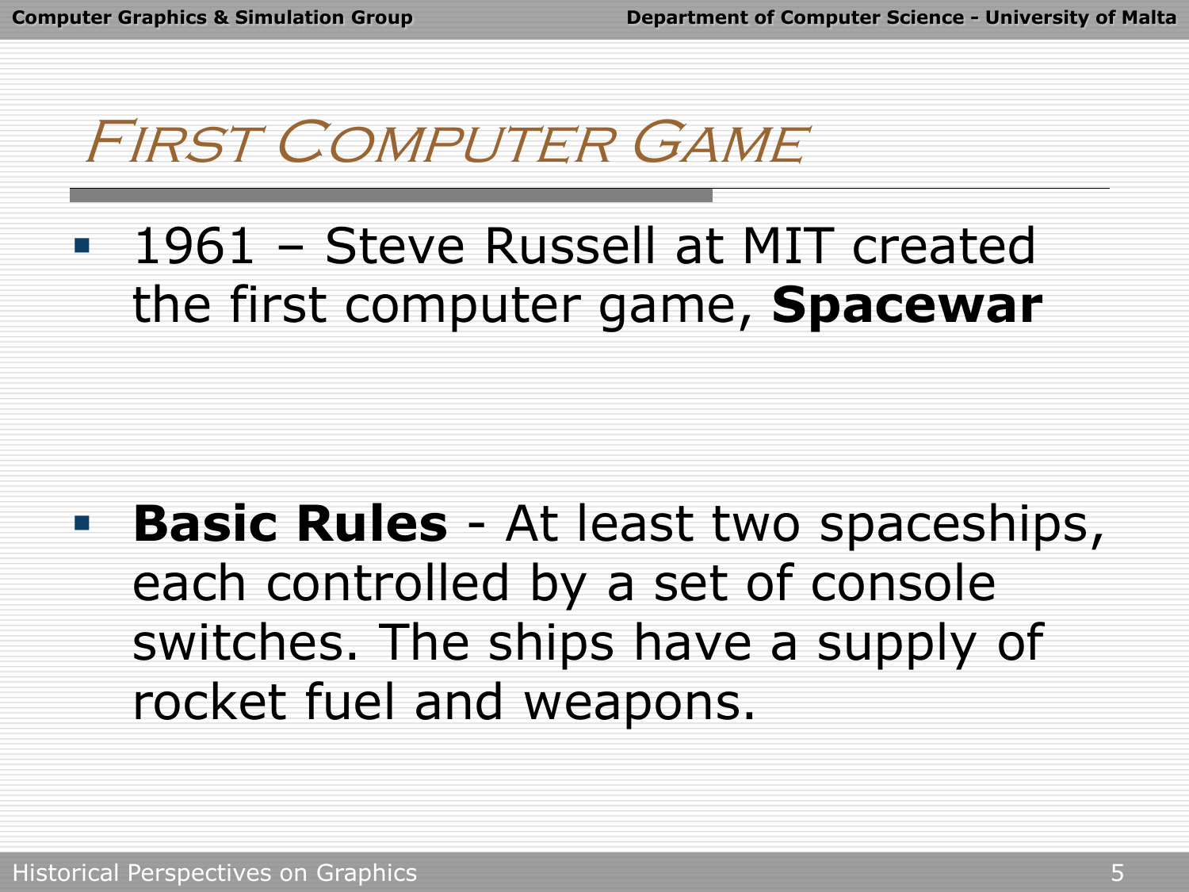# First Computer Game

- 1961 – Steve Russell at MIT created the first computer game, **Spacewar**

- **Basic Rules** - At least two spaceships, each controlled by a set of console switches. The ships have a supply of rocket fuel and weapons.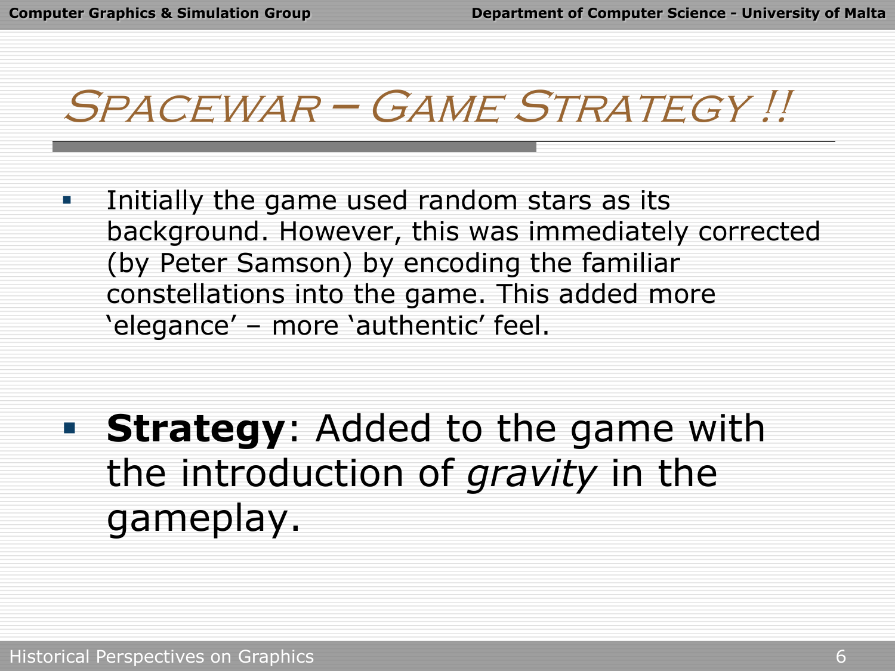# Spacewar – Game Strategy !!

- Initially the game used random stars as its background. However, this was immediately corrected (by Peter Samson) by encoding the familiar constellations into the game. This added more 'elegance' – more 'authentic' feel.

- **Strategy**: Added to the game with the introduction of *gravity* in the gameplay.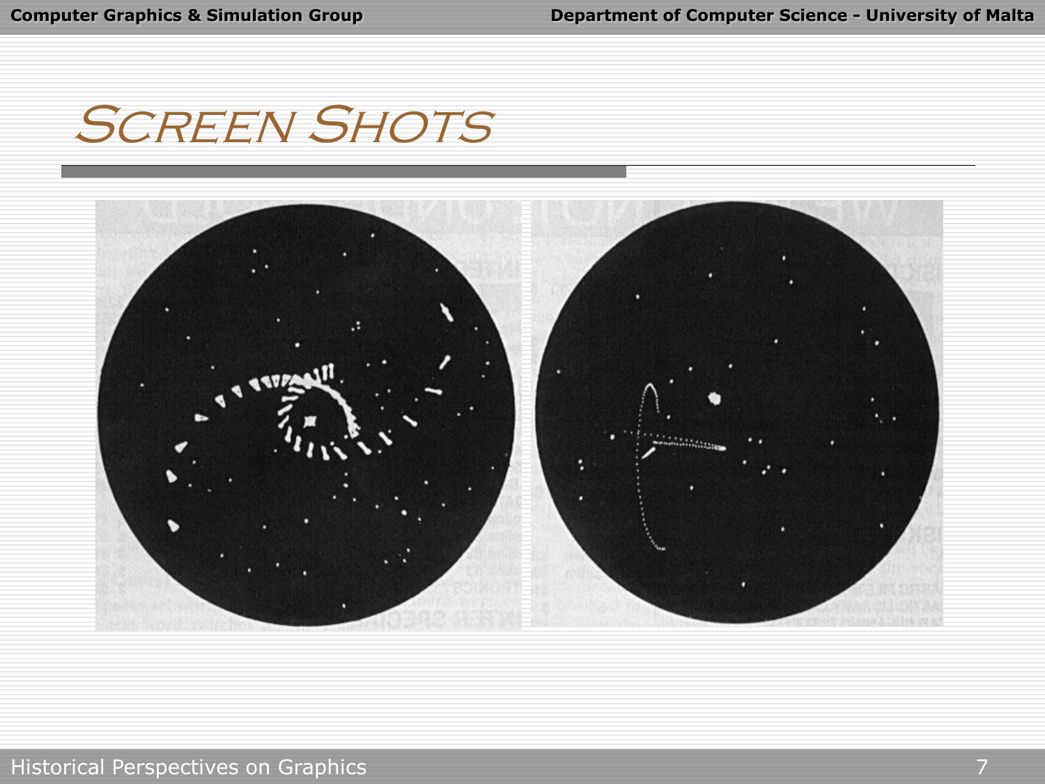# Screen Shots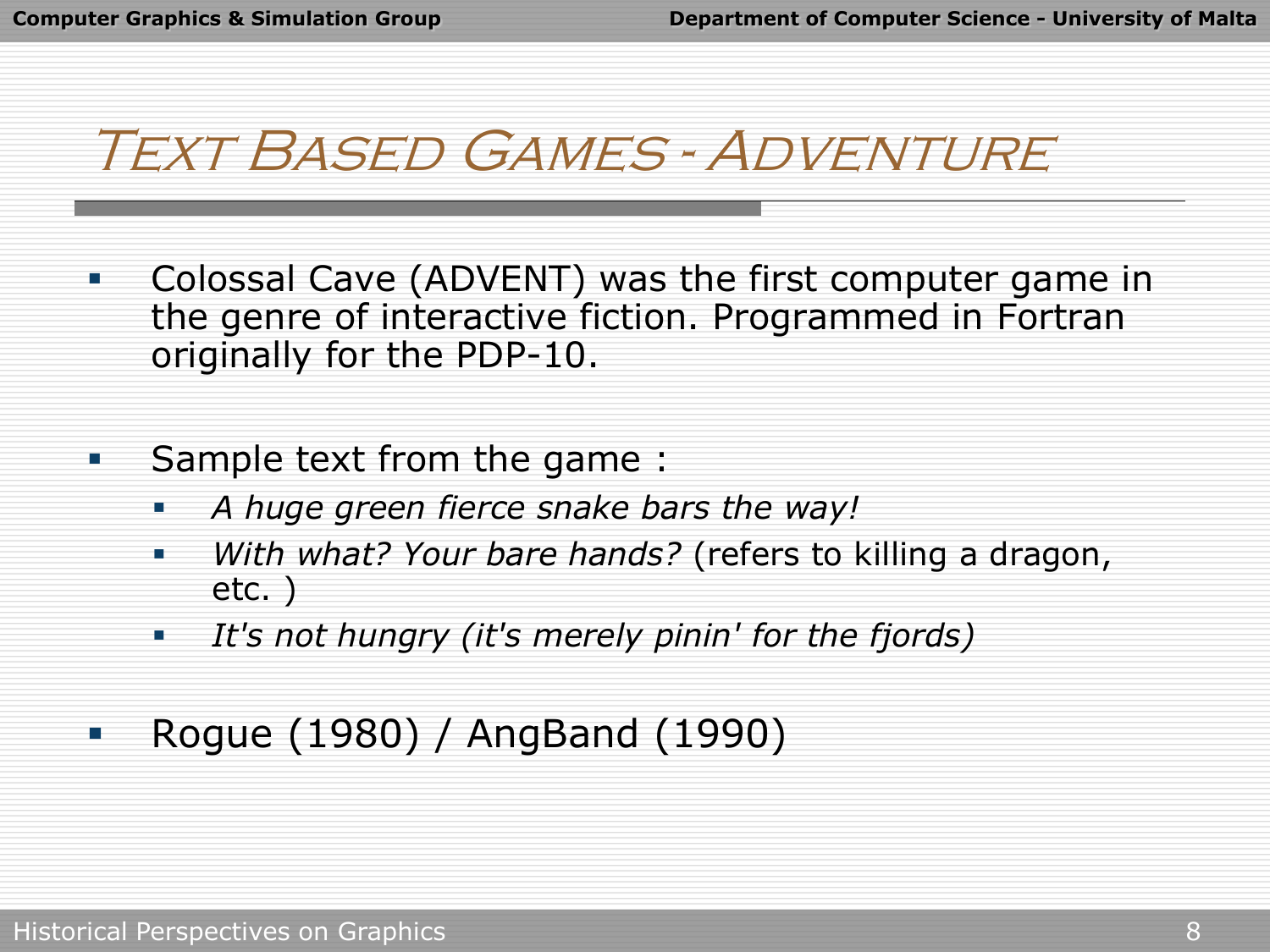# Text Based Games - Adventure

- Colossal Cave (ADVENT) was the first computer game in the genre of interactive fiction. Programmed in Fortran originally for the PDP-10.

- Sample text from the game :
  - *A huge green fierce snake bars the way!*
  - *With what? Your bare hands?* (refers to killing a dragon, etc. )
  - *It's not hungry (it's merely pinin' for the fjords)*

- Rogue (1980) / AngBand (1990)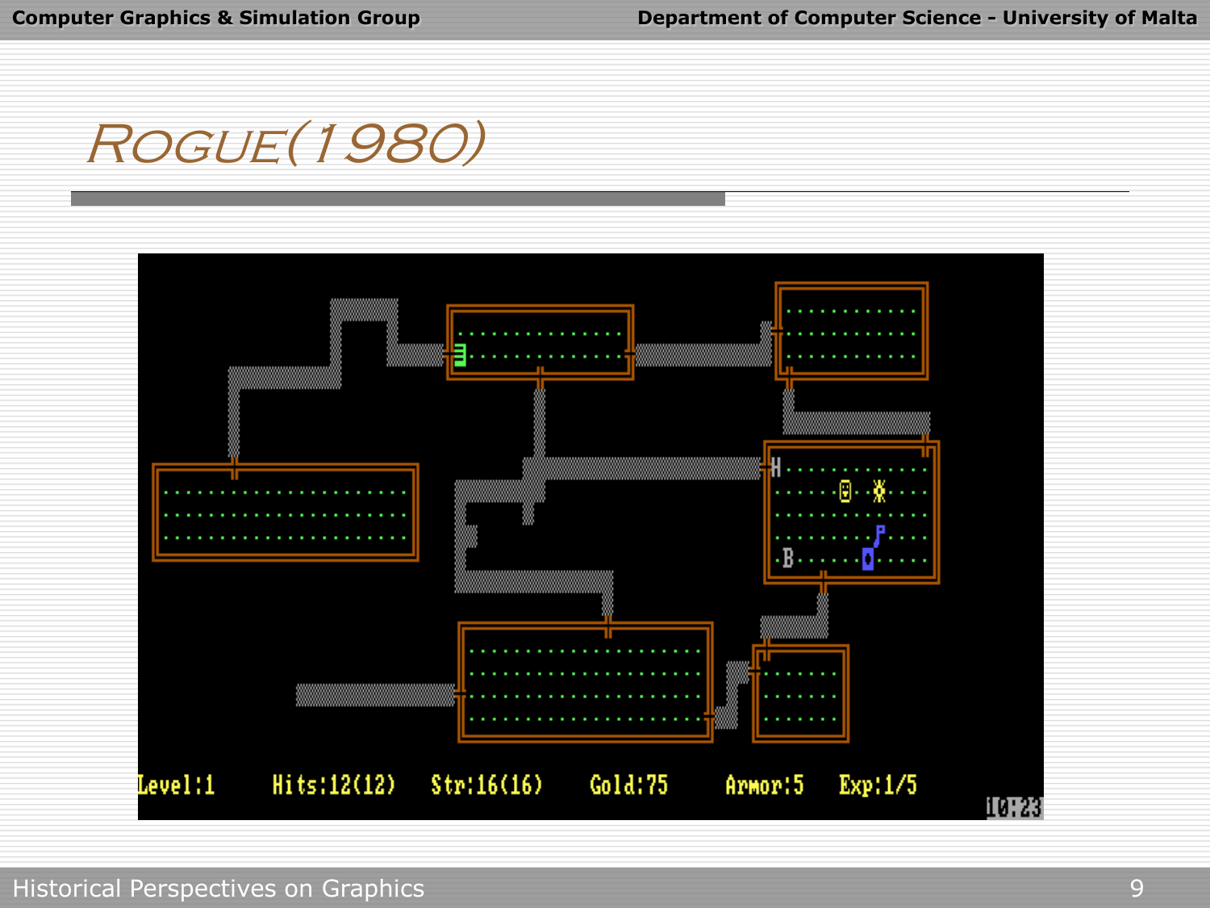# Rogue(1980)

Level:1 Hits:12(12) Str:16(16) Gold:75 Armor:5 Exp:1/5

10:23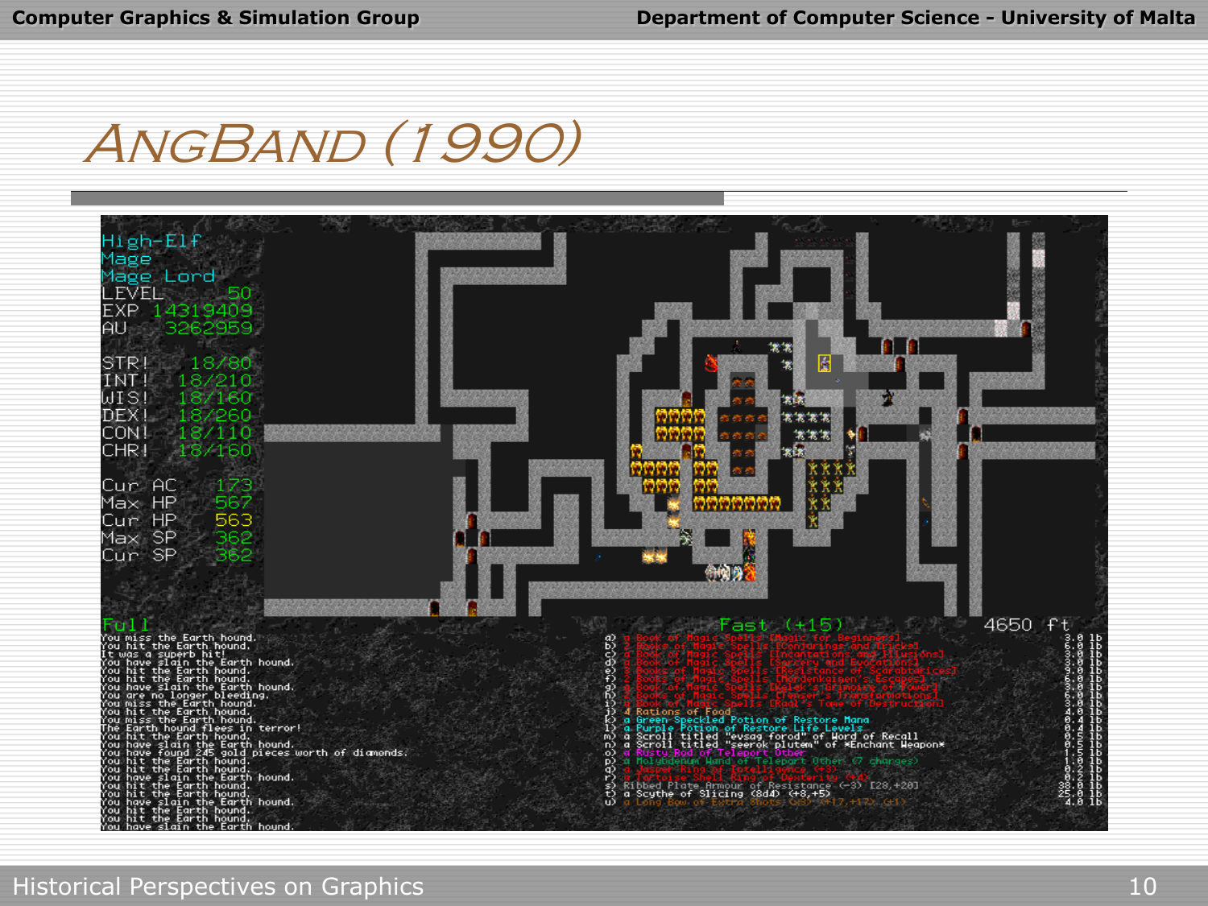# AngBand (1990)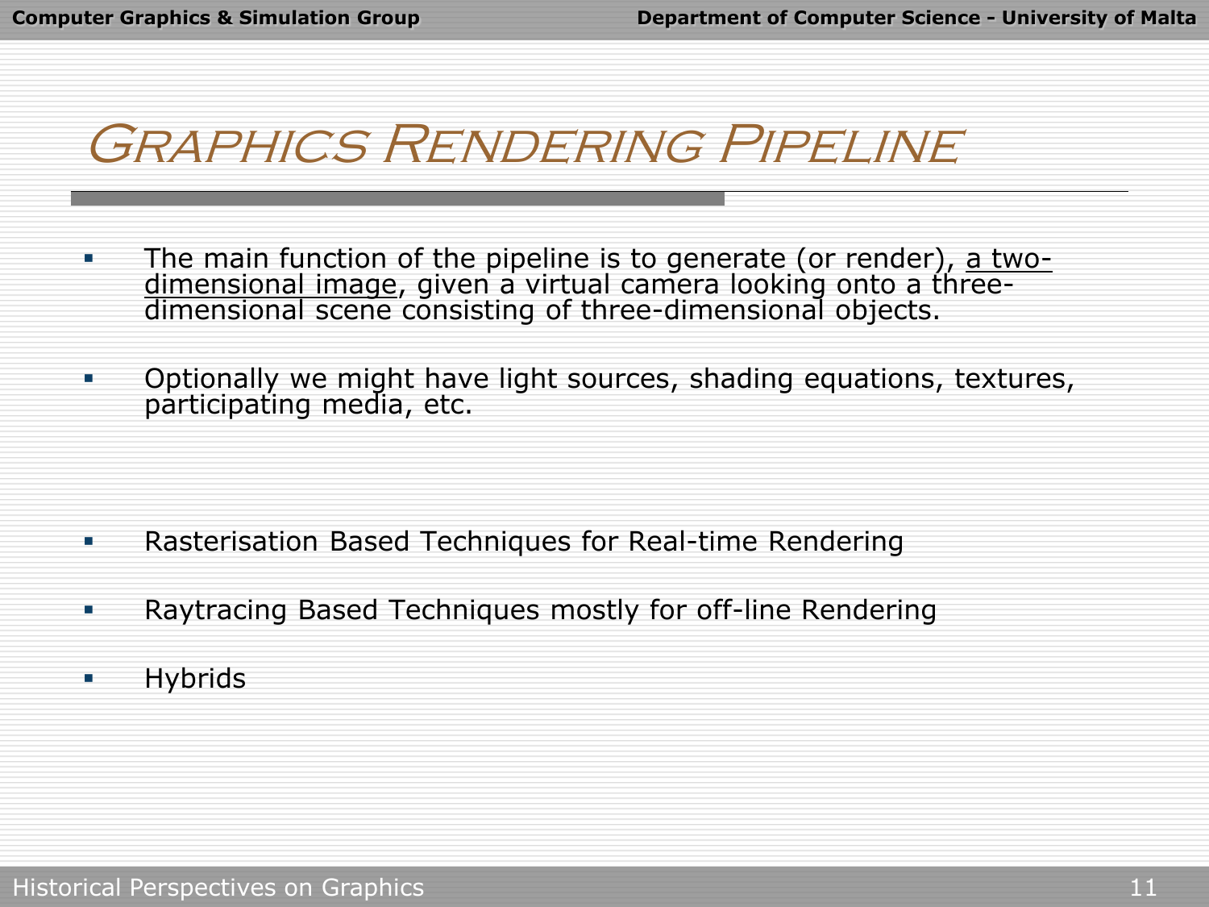# Graphics Rendering Pipeline

- The main function of the pipeline is to generate (or render), a two-dimensional image, given a virtual camera looking onto a three-dimensional scene consisting of three-dimensional objects.

- Optionally we might have light sources, shading equations, textures, participating media, etc.

- Rasterisation Based Techniques for Real-time Rendering

- Raytracing Based Techniques mostly for off-line Rendering

- Hybrids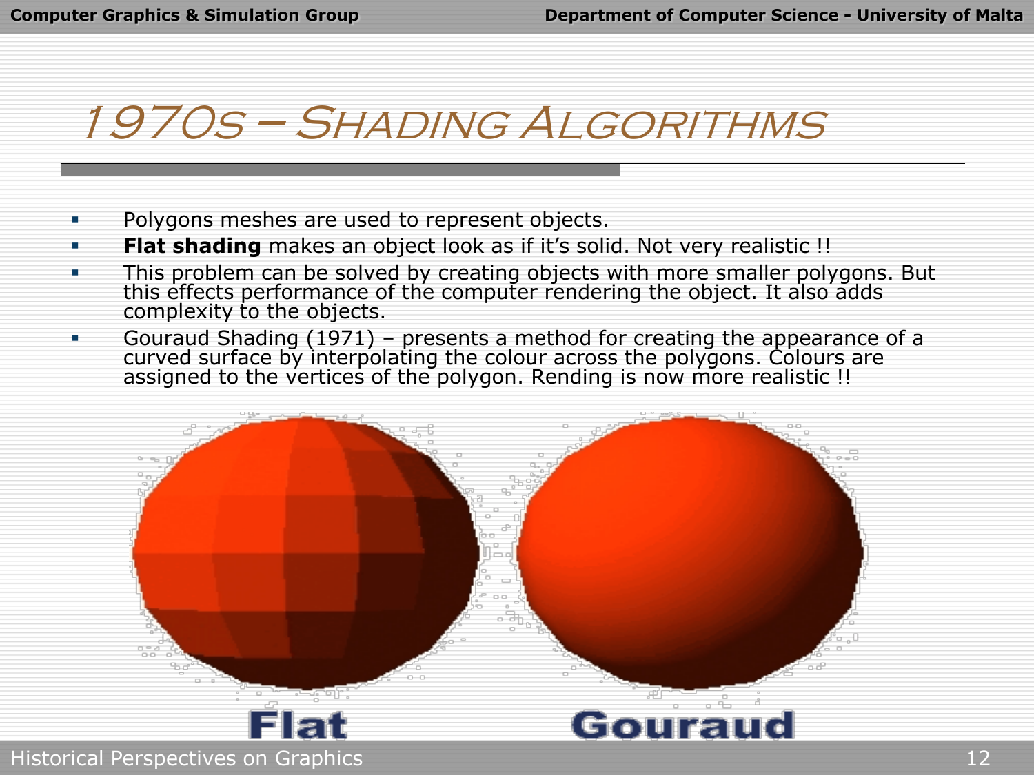# 1970s – Shading Algorithms

- Polygons meshes are used to represent objects.
- **Flat shading** makes an object look as if it's solid. Not very realistic !!
- This problem can be solved by creating objects with more smaller polygons. But this effects performance of the computer rendering the object. It also adds complexity to the objects.
- Gouraud Shading (1971) – presents a method for creating the appearance of a curved surface by interpolating the colour across the polygons. Colours are assigned to the vertices of the polygon. Rending is now more realistic !!

Flat

Gouraud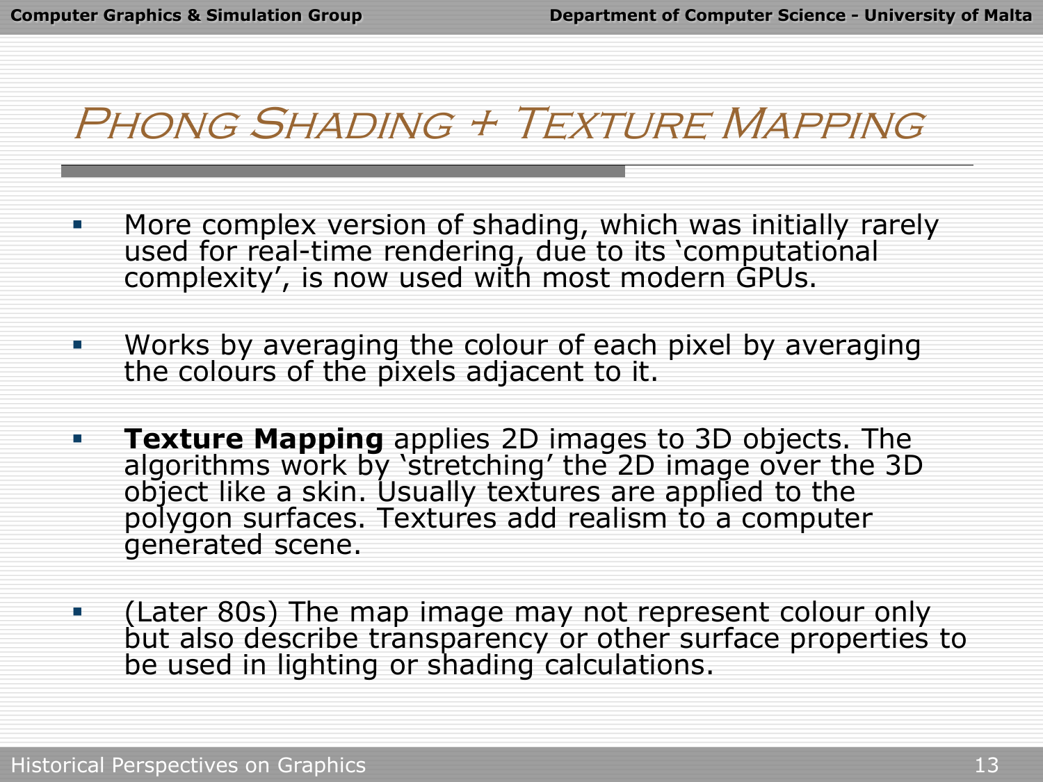# Phong Shading + Texture Mapping

- More complex version of shading, which was initially rarely used for real-time rendering, due to its 'computational complexity', is now used with most modern GPUs.

- Works by averaging the colour of each pixel by averaging the colours of the pixels adjacent to it.

- **Texture Mapping** applies 2D images to 3D objects. The algorithms work by 'stretching' the 2D image over the 3D object like a skin. Usually textures are applied to the polygon surfaces. Textures add realism to a computer generated scene.

- (Later 80s) The map image may not represent colour only but also describe transparency or other surface properties to be used in lighting or shading calculations.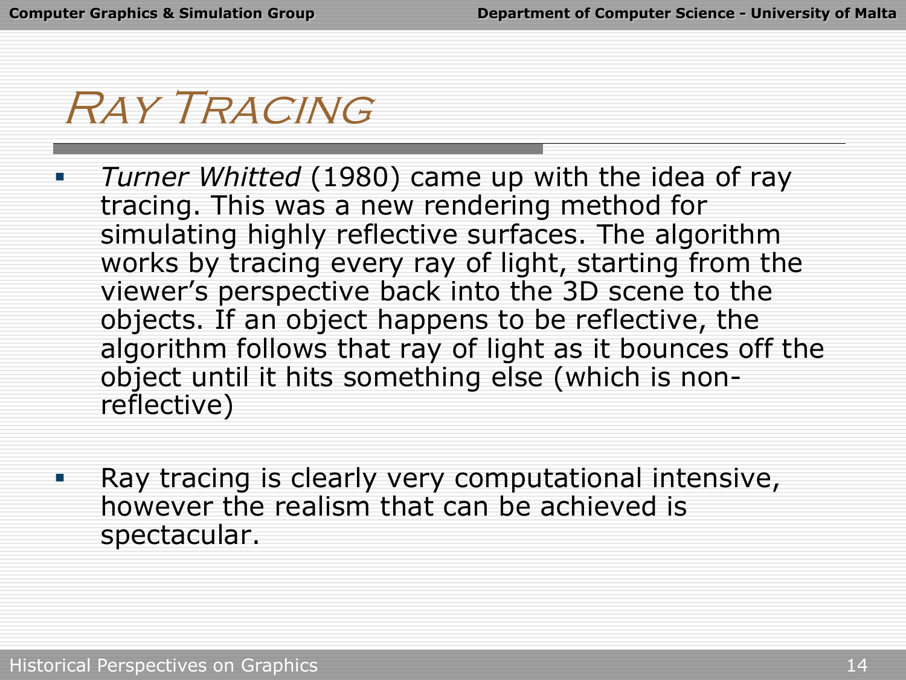# Ray Tracing

- *Turner Whitted* (1980) came up with the idea of ray tracing. This was a new rendering method for simulating highly reflective surfaces. The algorithm works by tracing every ray of light, starting from the viewer's perspective back into the 3D scene to the objects. If an object happens to be reflective, the algorithm follows that ray of light as it bounces off the object until it hits something else (which is non-reflective)

- Ray tracing is clearly very computational intensive, however the realism that can be achieved is spectacular.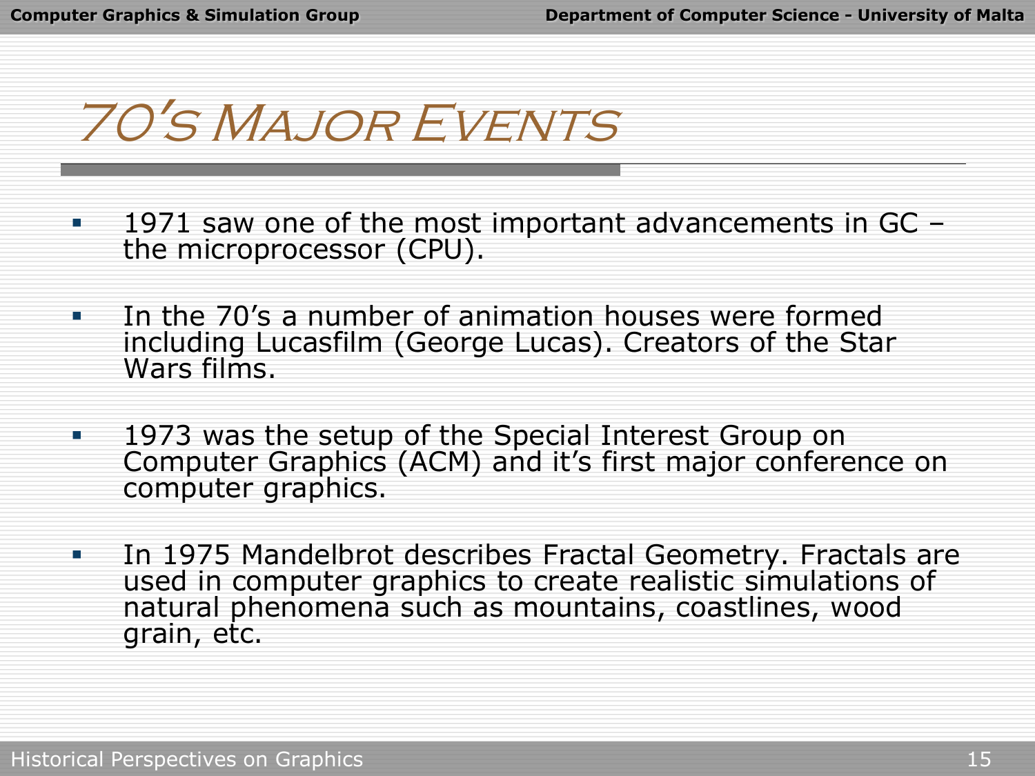# 70's Major Events

- 1971 saw one of the most important advancements in GC – the microprocessor (CPU).
- In the 70's a number of animation houses were formed including Lucasfilm (George Lucas). Creators of the Star Wars films.
- 1973 was the setup of the Special Interest Group on Computer Graphics (ACM) and it's first major conference on computer graphics.
- In 1975 Mandelbrot describes Fractal Geometry. Fractals are used in computer graphics to create realistic simulations of natural phenomena such as mountains, coastlines, wood grain, etc.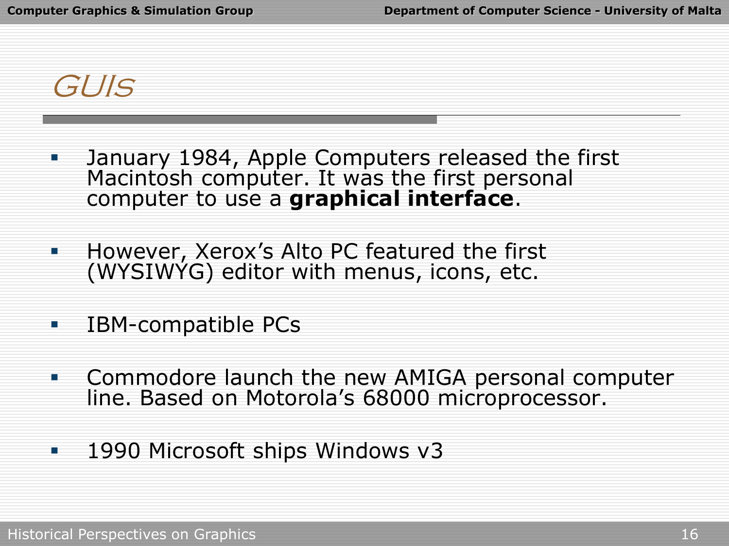# GUIs

- January 1984, Apple Computers released the first Macintosh computer. It was the first personal computer to use a **graphical interface**.
- However, Xerox's Alto PC featured the first (WYSIWYG) editor with menus, icons, etc.
- IBM-compatible PCs
- Commodore launch the new AMIGA personal computer line. Based on Motorola's 68000 microprocessor.
- 1990 Microsoft ships Windows v3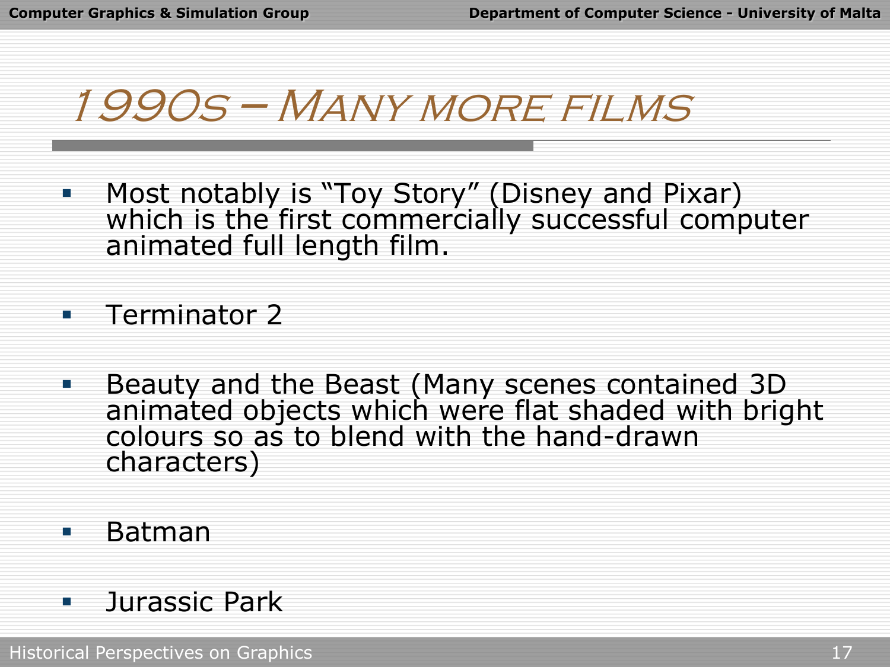# 1990s – Many more films

- Most notably is "Toy Story" (Disney and Pixar) which is the first commercially successful computer animated full length film.
- Terminator 2
- Beauty and the Beast (Many scenes contained 3D animated objects which were flat shaded with bright colours so as to blend with the hand-drawn characters)
- Batman
- Jurassic Park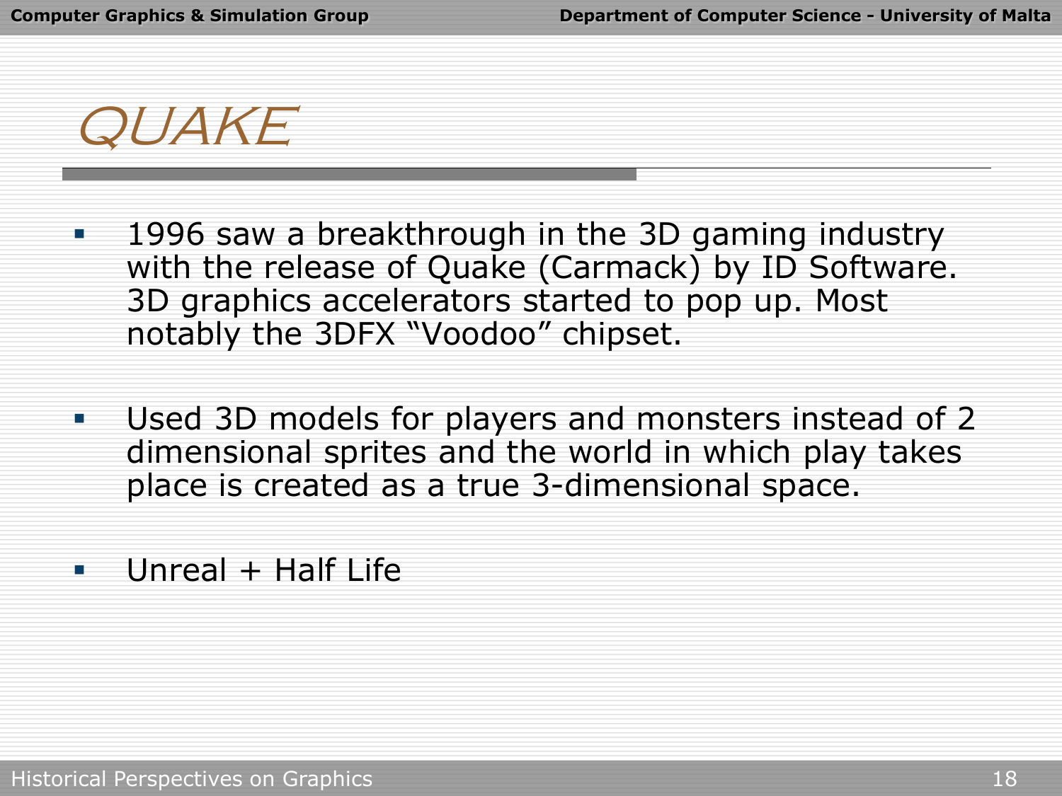# QUAKE

- 1996 saw a breakthrough in the 3D gaming industry with the release of Quake (Carmack) by ID Software. 3D graphics accelerators started to pop up. Most notably the 3DFX “Voodoo” chipset.
- Used 3D models for players and monsters instead of 2 dimensional sprites and the world in which play takes place is created as a true 3-dimensional space.
- Unreal + Half Life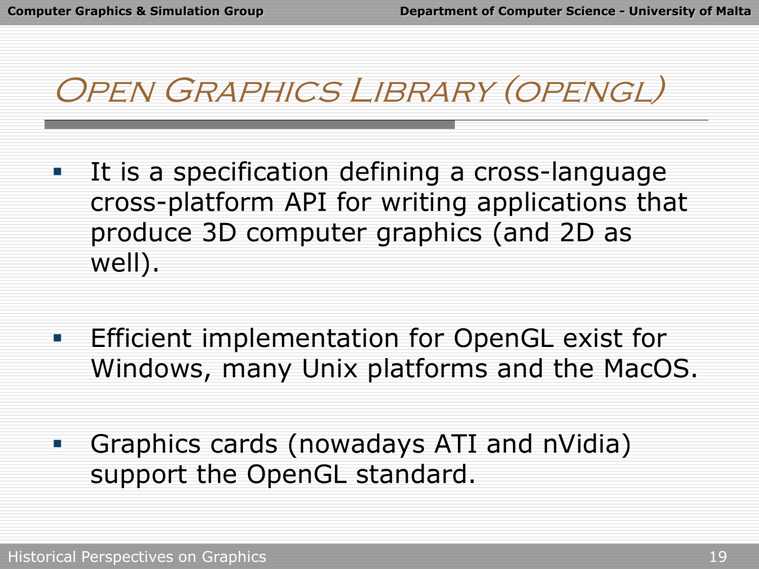# Open Graphics Library (OpenGL)

- It is a specification defining a cross-language cross-platform API for writing applications that produce 3D computer graphics (and 2D as well).

- Efficient implementation for OpenGL exist for Windows, many Unix platforms and the MacOS.

- Graphics cards (nowadays ATI and nVidia) support the OpenGL standard.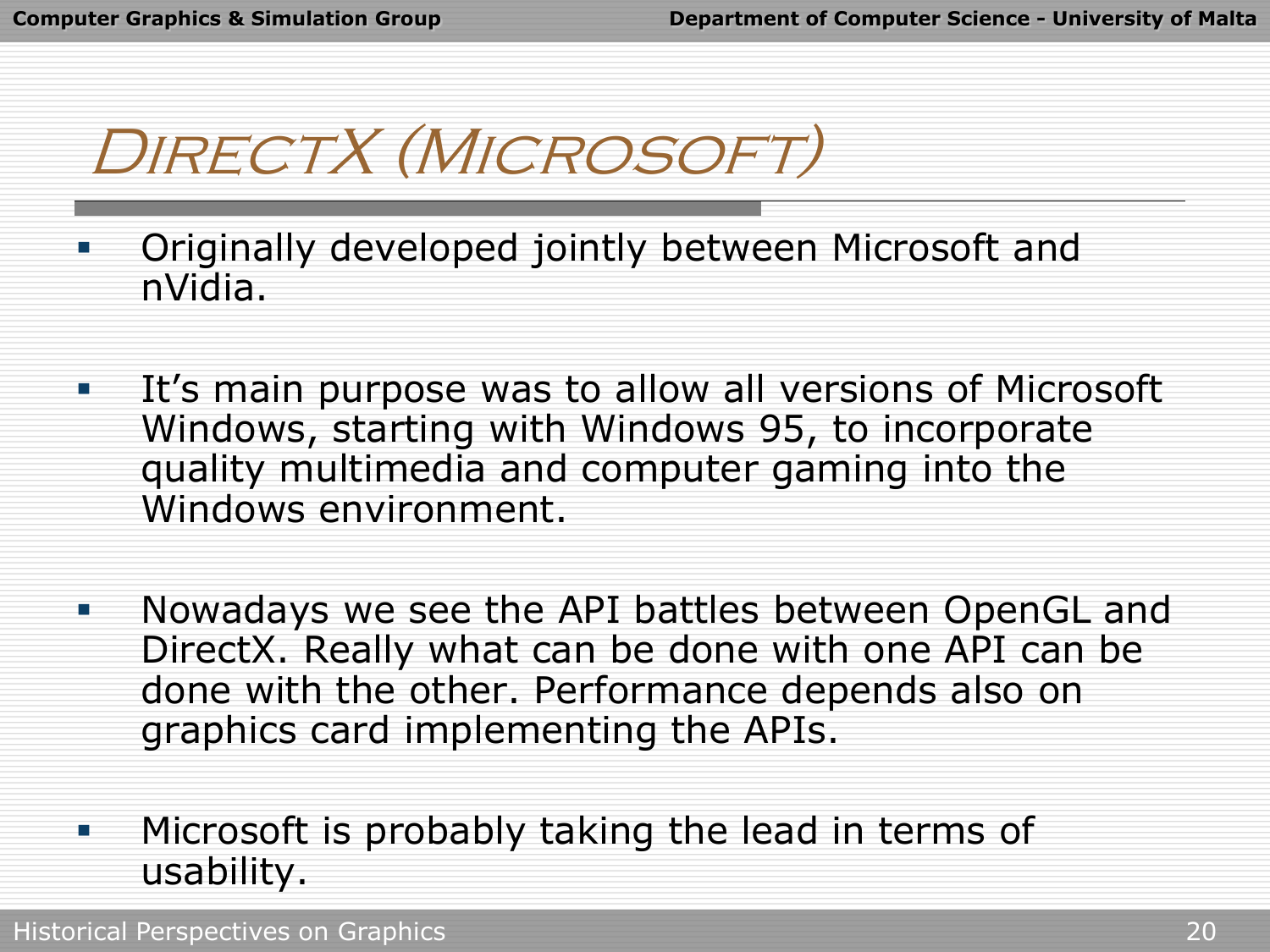# DirectX (Microsoft)

- Originally developed jointly between Microsoft and nVidia.
- It's main purpose was to allow all versions of Microsoft Windows, starting with Windows 95, to incorporate quality multimedia and computer gaming into the Windows environment.
- Nowadays we see the API battles between OpenGL and DirectX. Really what can be done with one API can be done with the other. Performance depends also on graphics card implementing the APIs.
- Microsoft is probably taking the lead in terms of usability.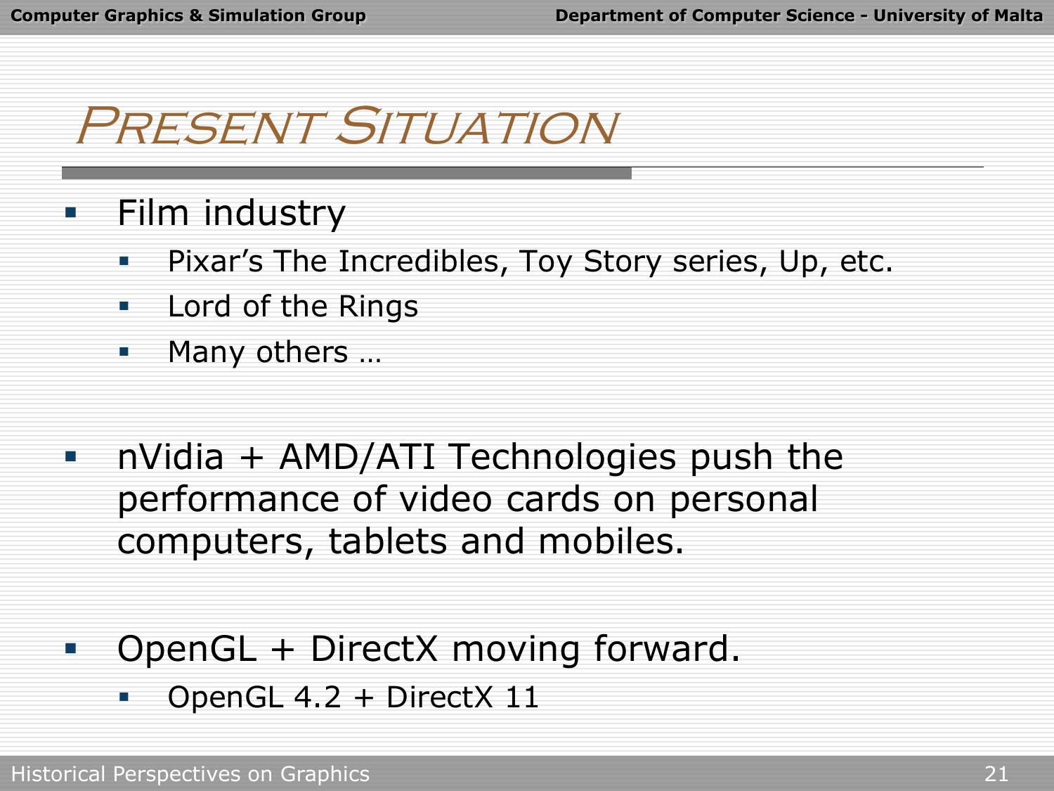# Present Situation

- Film industry
  - Pixar's The Incredibles, Toy Story series, Up, etc.
  - Lord of the Rings
  - Many others …

- nVidia + AMD/ATI Technologies push the performance of video cards on personal computers, tablets and mobiles.

- OpenGL + DirectX moving forward.
  - OpenGL 4.2 + DirectX 11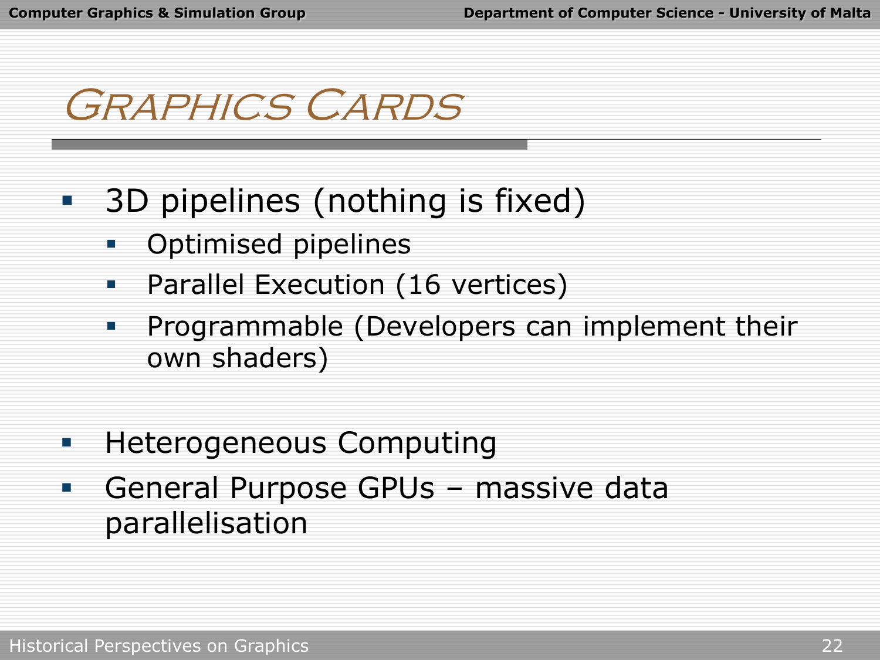# Graphics Cards

- 3D pipelines (nothing is fixed)
  - Optimised pipelines
  - Parallel Execution (16 vertices)
  - Programmable (Developers can implement their own shaders)

- Heterogeneous Computing
- General Purpose GPUs – massive data parallelisation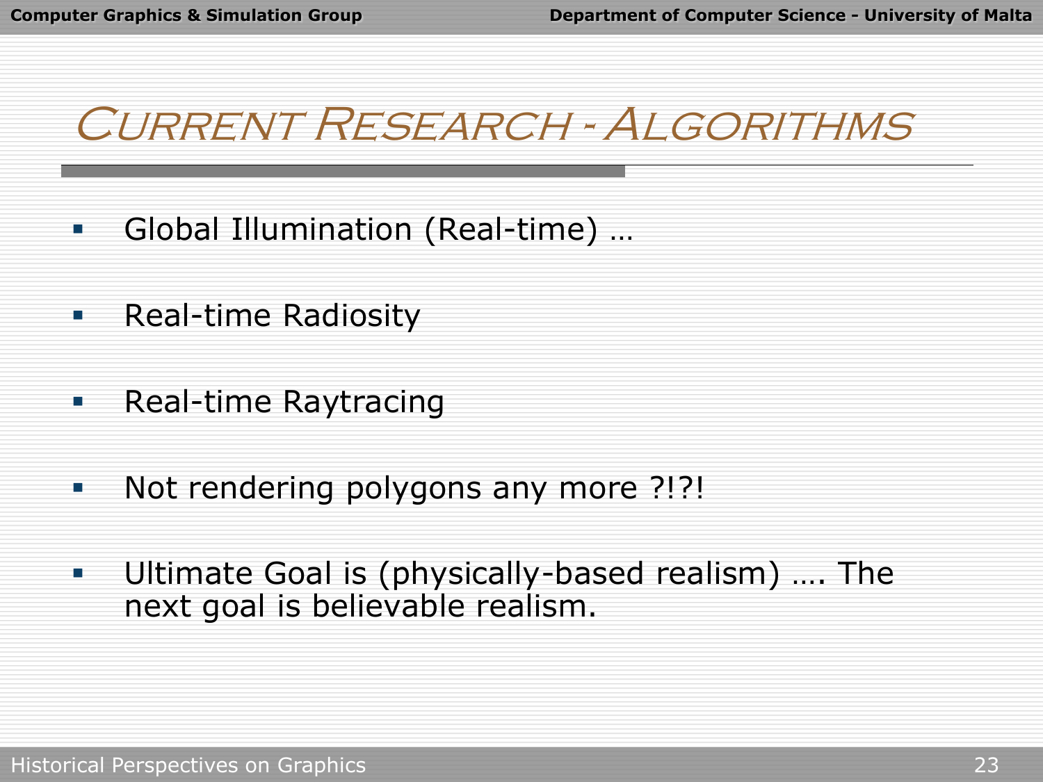# Current Research - Algorithms

- Global Illumination (Real-time) …
- Real-time Radiosity
- Real-time Raytracing
- Not rendering polygons any more ?!?!
- Ultimate Goal is (physically-based realism) …. The next goal is believable realism.